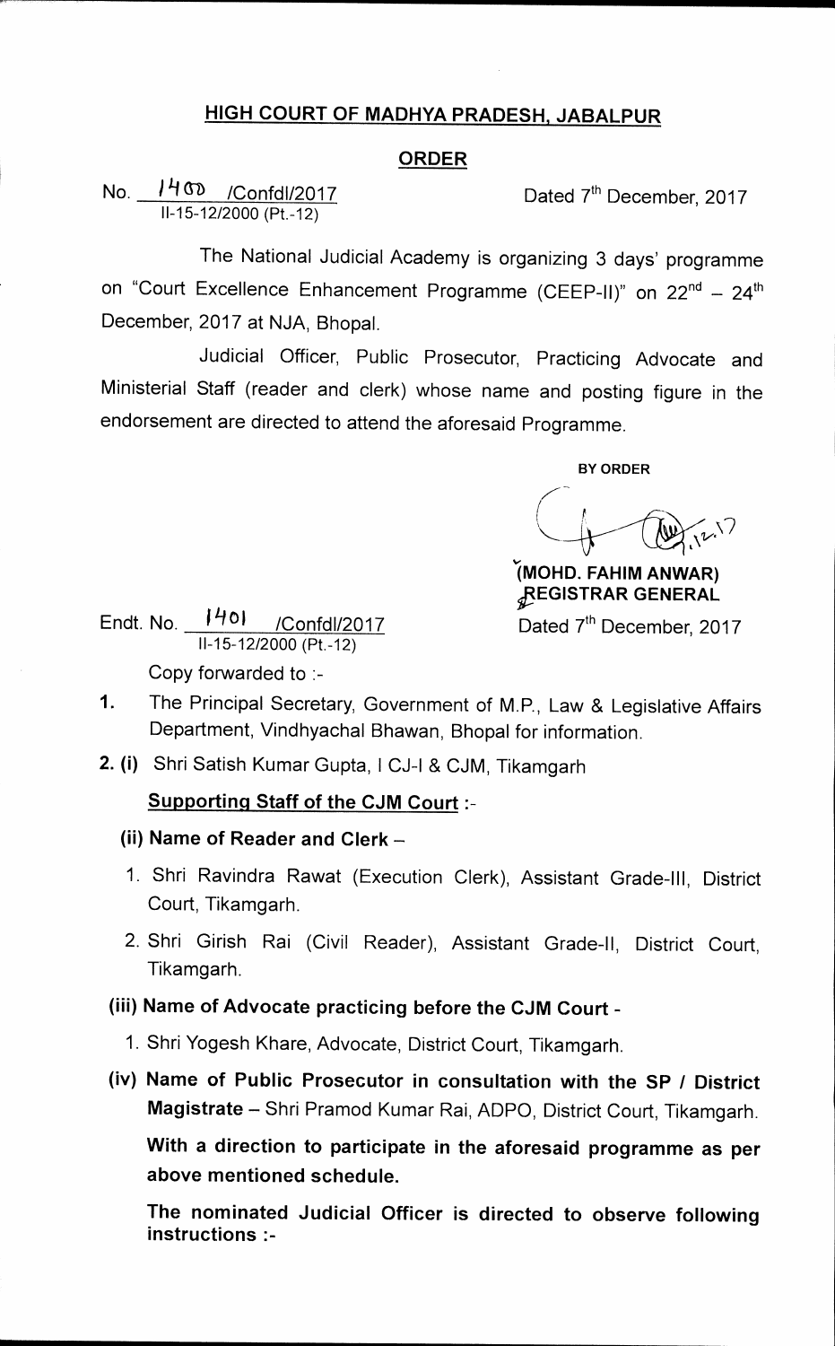## HIGH COURT OF MADHYA PRADESH, JABALPUR

### ORDER

No. 1400 /Confdl/2017
II-15-12/2000 (Pt.-12)

Dated 7th December, 2017

The National Judicial Academy is organizing 3 days' programme on "Court Excellence Enhancement Programme (CEEP-II)" on 22nd – 24th December, 2017 at NJA, Bhopal.

Judicial Officer, Public Prosecutor, Practicing Advocate and Ministerial Staff (reader and clerk) whose name and posting figure in the endorsement are directed to attend the aforesaid Programme.

BY ORDER

(MOHD. FAHIM ANWAR)
REGISTRAR GENERAL

Endt. No. 1401 /Confdl/2017
II-15-12/2000 (Pt.-12)

Dated 7th December, 2017

Copy forwarded to :-

1. The Principal Secretary, Government of M.P., Law & Legislative Affairs Department, Vindhyachal Bhawan, Bhopal for information.

2. (i) Shri Satish Kumar Gupta, I CJ-I & CJM, Tikamgarh

**Supporting Staff of the CJM Court :-**

**(ii) Name of Reader and Clerk –**

1. Shri Ravindra Rawat (Execution Clerk), Assistant Grade-III, District Court, Tikamgarh.
2. Shri Girish Rai (Civil Reader), Assistant Grade-II, District Court, Tikamgarh.

**(iii) Name of Advocate practicing before the CJM Court -**

1. Shri Yogesh Khare, Advocate, District Court, Tikamgarh.

**(iv) Name of Public Prosecutor in consultation with the SP / District Magistrate** – Shri Pramod Kumar Rai, ADPO, District Court, Tikamgarh.

**With a direction to participate in the aforesaid programme as per above mentioned schedule.**

**The nominated Judicial Officer is directed to observe following instructions :-**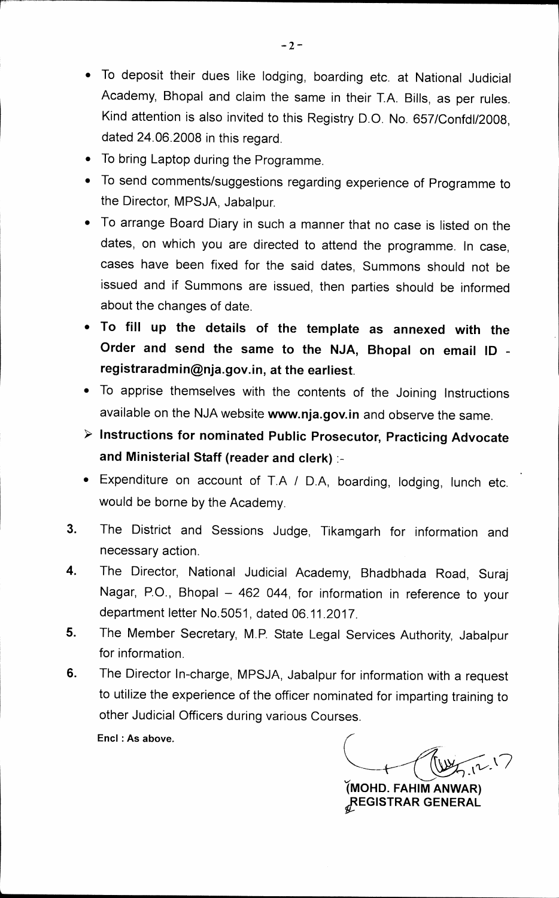- To deposit their dues like lodging, boarding etc. at National Judicial Academy, Bhopal and claim the same in their T.A. Bills, as per rules. Kind attention is also invited to this Registry D.O. No. 657/Confdl/2008, dated 24.06.2008 in this regard.
- To bring Laptop during the Programme.
- To send comments/suggestions regarding experience of Programme to the Director, MPSJA, Jabalpur.
- To arrange Board Diary in such a manner that no case is listed on the dates, on which you are directed to attend the programme. In case, cases have been fixed for the said dates, Summons should not be issued and if Summons are issued, then parties should be informed about the changes of date.
- **To fill up the details of the template as annexed with the Order and send the same to the NJA, Bhopal on email ID - registraradmin@nja.gov.in, at the earliest.**
- To apprise themselves with the contents of the Joining Instructions available on the NJA website **www.nja.gov.in** and observe the same.

> **Instructions for nominated Public Prosecutor, Practicing Advocate and Ministerial Staff (reader and clerk)** :-

- Expenditure on account of T.A / D.A, boarding, lodging, lunch etc. would be borne by the Academy.

3. The District and Sessions Judge, Tikamgarh for information and necessary action.
4. The Director, National Judicial Academy, Bhadbhada Road, Suraj Nagar, P.O., Bhopal – 462 044, for information in reference to your department letter No.5051, dated 06.11.2017.
5. The Member Secretary, M.P. State Legal Services Authority, Jabalpur for information.
6. The Director In-charge, MPSJA, Jabalpur for information with a request to utilize the experience of the officer nominated for imparting training to other Judicial Officers during various Courses.

**Encl : As above.**

**(MOHD. FAHIM ANWAR)**
**REGISTRAR GENERAL**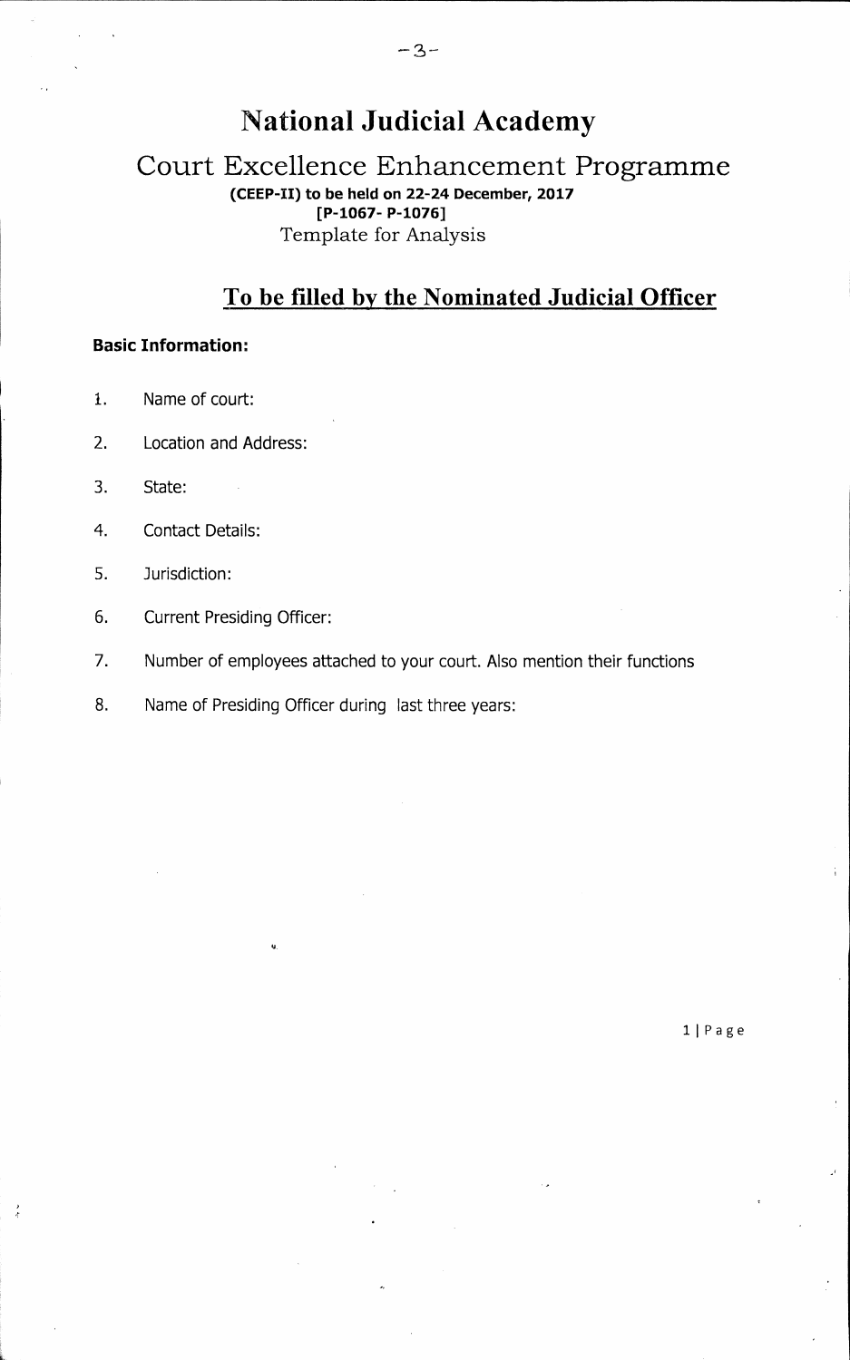# National Judicial Academy

## Court Excellence Enhancement Programme

**(CEEP-II) to be held on 22-24 December, 2017**
**[P-1067- P-1076]**
Template for Analysis

## To be filled by the Nominated Judicial Officer

**Basic Information:**

1. Name of court:
2. Location and Address:
3. State:
4. Contact Details:
5. Jurisdiction:
6. Current Presiding Officer:
7. Number of employees attached to your court. Also mention their functions
8. Name of Presiding Officer during last three years: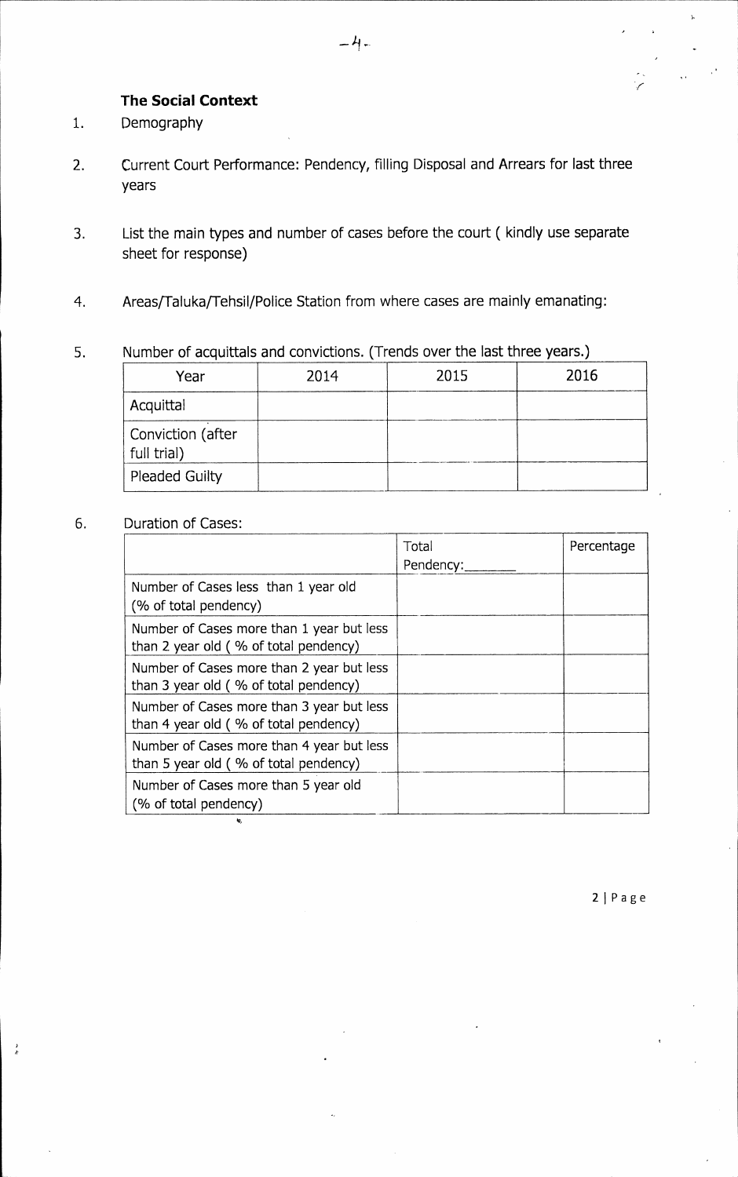**The Social Context**

1. Demography

2. Current Court Performance: Pendency, filling Disposal and Arrears for last three years

3. List the main types and number of cases before the court ( kindly use separate sheet for response)

4. Areas/Taluka/Tehsil/Police Station from where cases are mainly emanating:

5. Number of acquittals and convictions. (Trends over the last three years.)

| Year | 2014 | 2015 | 2016 |
|---|---|---|---|
| Acquittal | | | |
| Conviction (after full trial) | | | |
| Pleaded Guilty | | | |

6. Duration of Cases:

| | Total Pendency:_______ | Percentage |
|---|---|---|
| Number of Cases less than 1 year old (% of total pendency) | | |
| Number of Cases more than 1 year but less than 2 year old ( % of total pendency) | | |
| Number of Cases more than 2 year but less than 3 year old ( % of total pendency) | | |
| Number of Cases more than 3 year but less than 4 year old ( % of total pendency) | | |
| Number of Cases more than 4 year but less than 5 year old ( % of total pendency) | | |
| Number of Cases more than 5 year old (% of total pendency) | | |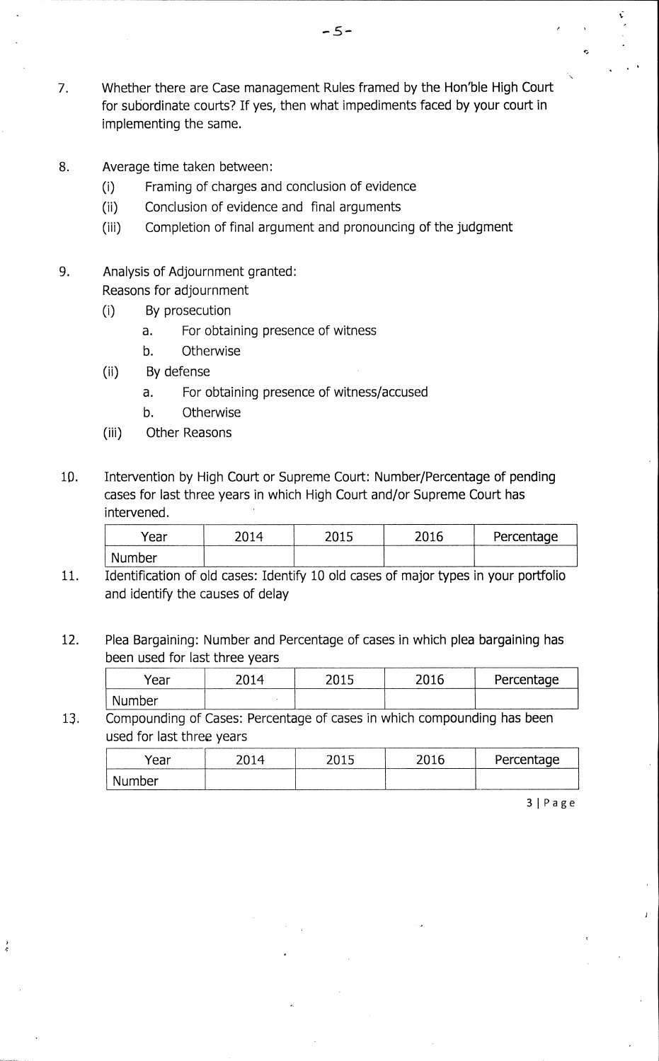7. Whether there are Case management Rules framed by the Hon'ble High Court for subordinate courts? If yes, then what impediments faced by your court in implementing the same.

8. Average time taken between:
   (i) Framing of charges and conclusion of evidence
   (ii) Conclusion of evidence and final arguments
   (iii) Completion of final argument and pronouncing of the judgment

9. Analysis of Adjournment granted:
   Reasons for adjournment
   (i) By prosecution
      a. For obtaining presence of witness
      b. Otherwise
   (ii) By defense
      a. For obtaining presence of witness/accused
      b. Otherwise
   (iii) Other Reasons

10. Intervention by High Court or Supreme Court: Number/Percentage of pending cases for last three years in which High Court and/or Supreme Court has intervened.

| Year | 2014 | 2015 | 2016 | Percentage |
|---|---|---|---|---|
| Number | | | | |

11. Identification of old cases: Identify 10 old cases of major types in your portfolio and identify the causes of delay

12. Plea Bargaining: Number and Percentage of cases in which plea bargaining has been used for last three years

| Year | 2014 | 2015 | 2016 | Percentage |
|---|---|---|---|---|
| Number | | | | |

13. Compounding of Cases: Percentage of cases in which compounding has been used for last three years

| Year | 2014 | 2015 | 2016 | Percentage |
|---|---|---|---|---|
| Number | | | | |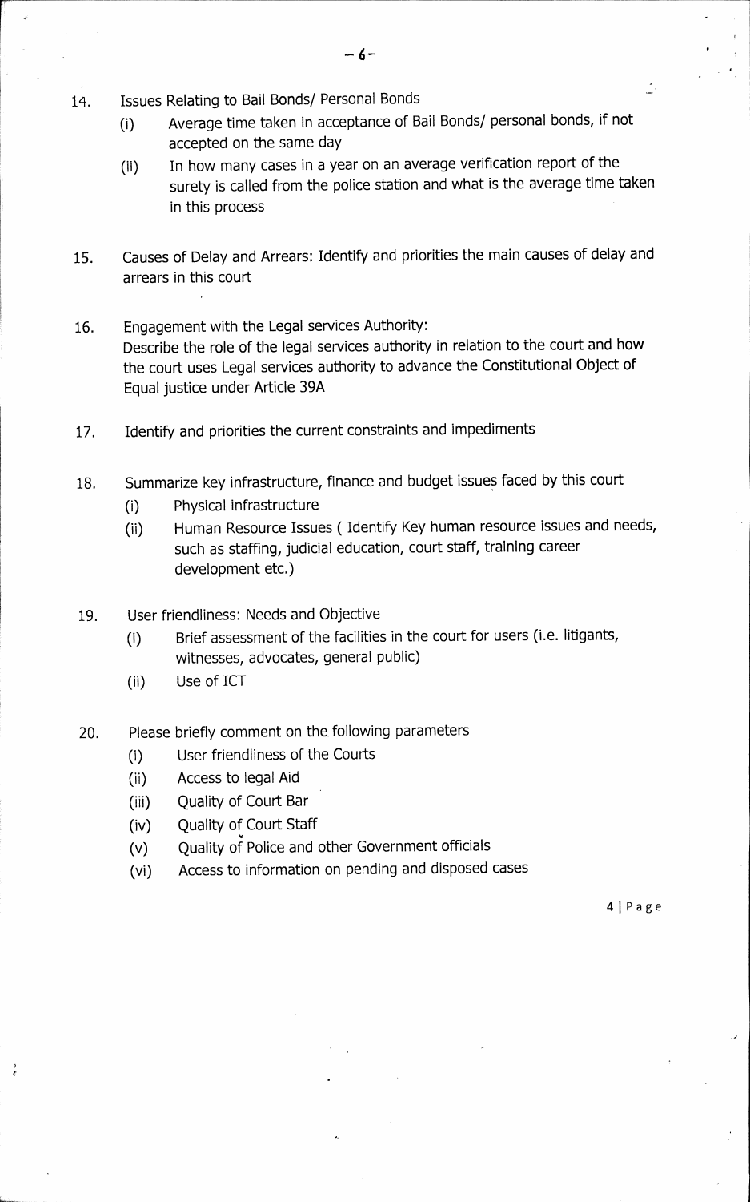14. Issues Relating to Bail Bonds/ Personal Bonds
    - (i) Average time taken in acceptance of Bail Bonds/ personal bonds, if not accepted on the same day
    - (ii) In how many cases in a year on an average verification report of the surety is called from the police station and what is the average time taken in this process

15. Causes of Delay and Arrears: Identify and priorities the main causes of delay and arrears in this court

16. Engagement with the Legal services Authority:
    Describe the role of the legal services authority in relation to the court and how the court uses Legal services authority to advance the Constitutional Object of Equal justice under Article 39A

17. Identify and priorities the current constraints and impediments

18. Summarize key infrastructure, finance and budget issues faced by this court
    - (i) Physical infrastructure
    - (ii) Human Resource Issues ( Identify Key human resource issues and needs, such as staffing, judicial education, court staff, training career development etc.)

19. User friendliness: Needs and Objective
    - (i) Brief assessment of the facilities in the court for users (i.e. litigants, witnesses, advocates, general public)
    - (ii) Use of ICT

20. Please briefly comment on the following parameters
    - (i) User friendliness of the Courts
    - (ii) Access to legal Aid
    - (iii) Quality of Court Bar
    - (iv) Quality of Court Staff
    - (v) Quality of Police and other Government officials
    - (vi) Access to information on pending and disposed cases